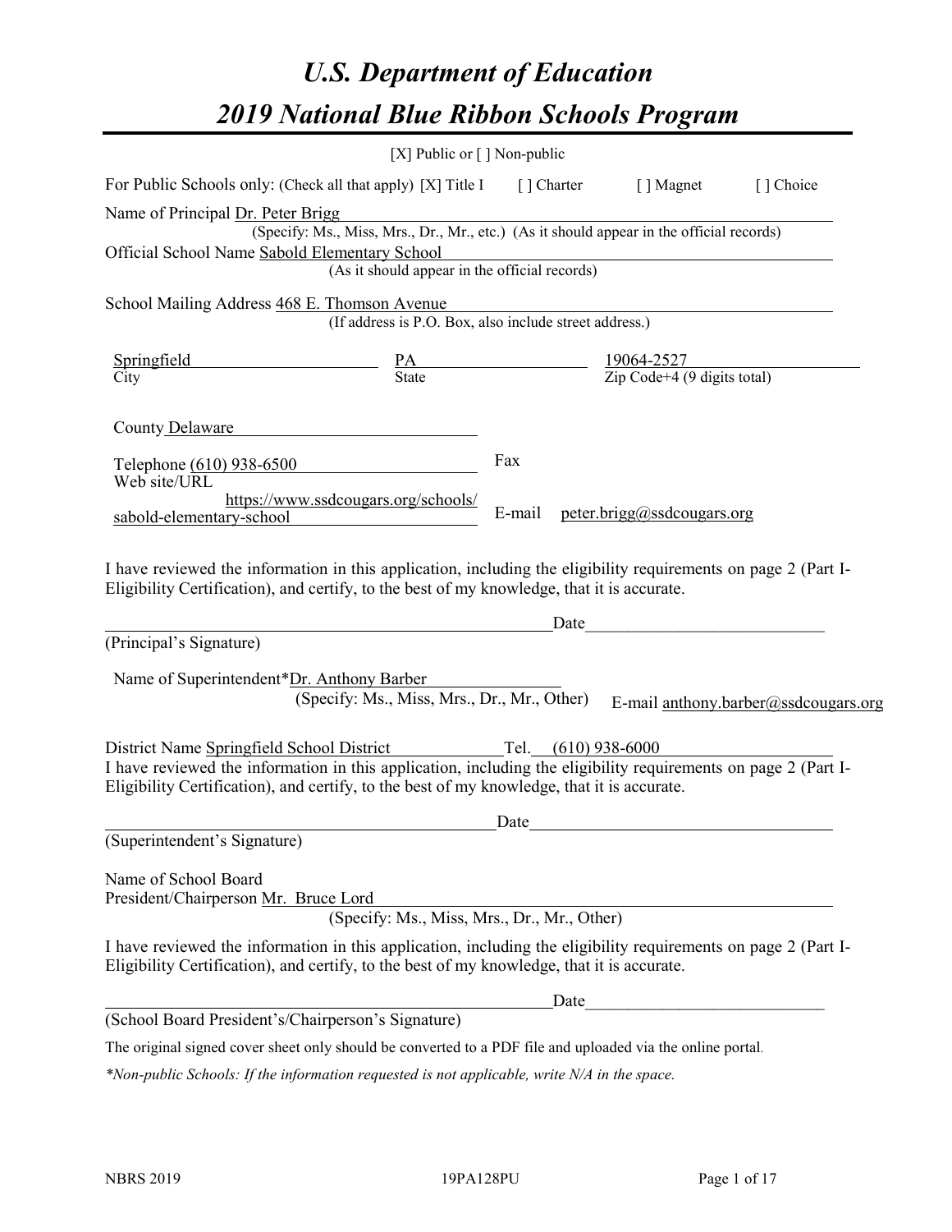# *U.S. Department of Education*
# *2019 National Blue Ribbon Schools Program*

[X] Public or [ ] Non-public

For Public Schools only: (Check all that apply) [X] Title I [ ] Charter [ ] Magnet [ ] Choice

Name of Principal Dr. Peter Brigg
(Specify: Ms., Miss, Mrs., Dr., Mr., etc.) (As it should appear in the official records)

Official School Name Sabold Elementary School
(As it should appear in the official records)

School Mailing Address 468 E. Thomson Avenue
(If address is P.O. Box, also include street address.)

| Springfield | PA | 19064-2527 |
|---|---|---|
| City | State | Zip Code+4 (9 digits total) |

County Delaware

Telephone (610) 938-6500

Fax

Web site/URL https://www.ssdcougars.org/schools/sabold-elementary-school

E-mail peter.brigg@ssdcougars.org

I have reviewed the information in this application, including the eligibility requirements on page 2 (Part I-Eligibility Certification), and certify, to the best of my knowledge, that it is accurate.

\_\_\_\_\_\_\_\_\_\_\_\_\_\_\_\_\_\_\_\_\_\_\_\_\_\_\_\_\_\_\_\_\_\_\_\_\_\_\_\_\_\_\_\_ Date\_\_\_\_\_\_\_\_\_\_\_\_\_\_\_\_\_\_\_\_\_\_\_\_
(Principal's Signature)

Name of Superintendent* Dr. Anthony Barber
(Specify: Ms., Miss, Mrs., Dr., Mr., Other)

E-mail anthony.barber@ssdcougars.org

District Name Springfield School District Tel. (610) 938-6000

I have reviewed the information in this application, including the eligibility requirements on page 2 (Part I-Eligibility Certification), and certify, to the best of my knowledge, that it is accurate.

\_\_\_\_\_\_\_\_\_\_\_\_\_\_\_\_\_\_\_\_\_\_\_\_\_\_\_\_\_\_\_\_\_\_\_\_\_\_\_\_\_\_\_\_ Date\_\_\_\_\_\_\_\_\_\_\_\_\_\_\_\_\_\_\_\_\_\_\_\_
(Superintendent's Signature)

Name of School Board
President/Chairperson Mr. Bruce Lord
(Specify: Ms., Miss, Mrs., Dr., Mr., Other)

I have reviewed the information in this application, including the eligibility requirements on page 2 (Part I-Eligibility Certification), and certify, to the best of my knowledge, that it is accurate.

\_\_\_\_\_\_\_\_\_\_\_\_\_\_\_\_\_\_\_\_\_\_\_\_\_\_\_\_\_\_\_\_\_\_\_\_\_\_\_\_\_\_\_\_ Date\_\_\_\_\_\_\_\_\_\_\_\_\_\_\_\_\_\_\_\_\_\_\_\_
(School Board President's/Chairperson's Signature)

The original signed cover sheet only should be converted to a PDF file and uploaded via the online portal.

*\*Non-public Schools: If the information requested is not applicable, write N/A in the space.*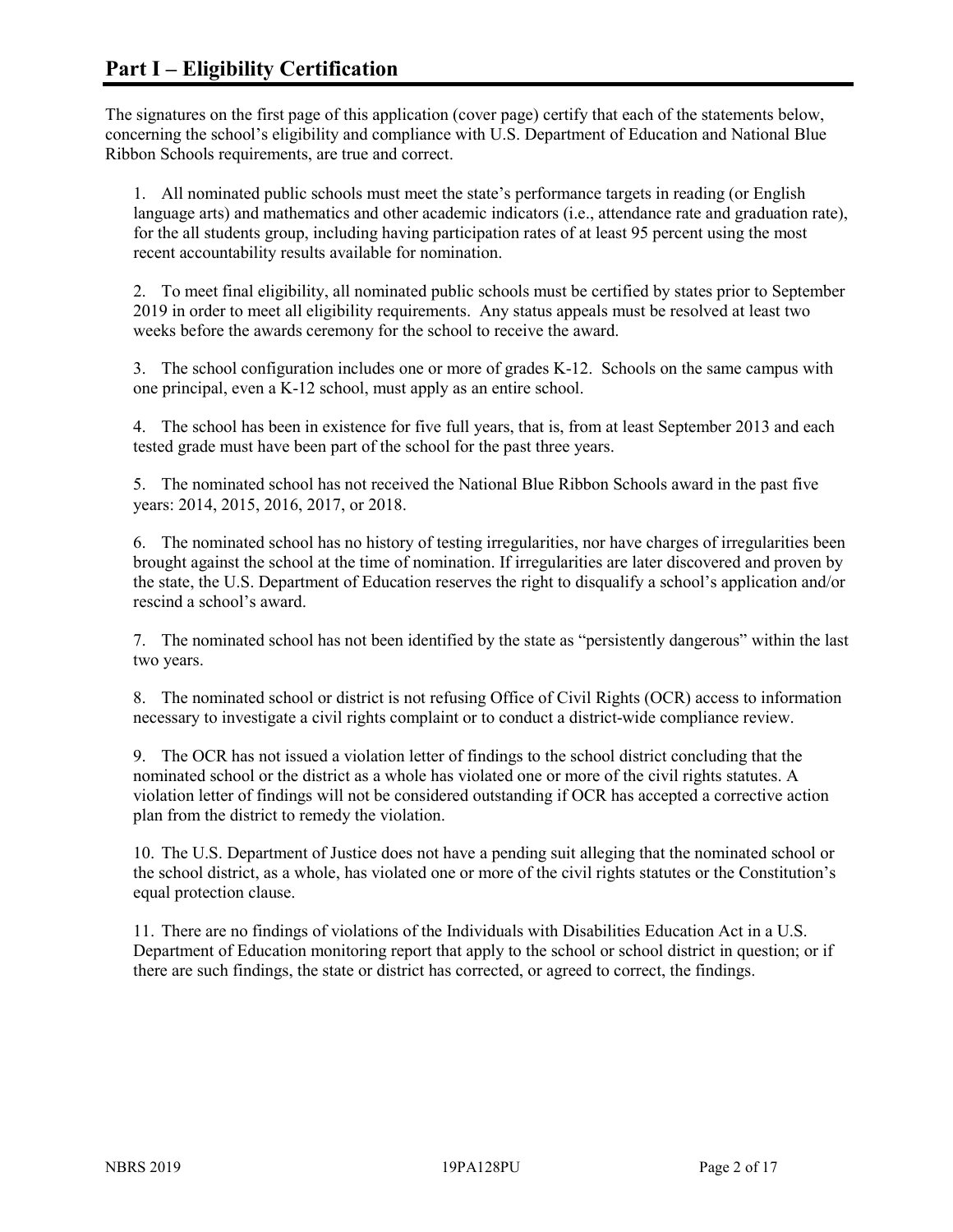## Part I – Eligibility Certification

The signatures on the first page of this application (cover page) certify that each of the statements below, concerning the school's eligibility and compliance with U.S. Department of Education and National Blue Ribbon Schools requirements, are true and correct.

1. All nominated public schools must meet the state's performance targets in reading (or English language arts) and mathematics and other academic indicators (i.e., attendance rate and graduation rate), for the all students group, including having participation rates of at least 95 percent using the most recent accountability results available for nomination.

2. To meet final eligibility, all nominated public schools must be certified by states prior to September 2019 in order to meet all eligibility requirements. Any status appeals must be resolved at least two weeks before the awards ceremony for the school to receive the award.

3. The school configuration includes one or more of grades K-12. Schools on the same campus with one principal, even a K-12 school, must apply as an entire school.

4. The school has been in existence for five full years, that is, from at least September 2013 and each tested grade must have been part of the school for the past three years.

5. The nominated school has not received the National Blue Ribbon Schools award in the past five years: 2014, 2015, 2016, 2017, or 2018.

6. The nominated school has no history of testing irregularities, nor have charges of irregularities been brought against the school at the time of nomination. If irregularities are later discovered and proven by the state, the U.S. Department of Education reserves the right to disqualify a school's application and/or rescind a school's award.

7. The nominated school has not been identified by the state as "persistently dangerous" within the last two years.

8. The nominated school or district is not refusing Office of Civil Rights (OCR) access to information necessary to investigate a civil rights complaint or to conduct a district-wide compliance review.

9. The OCR has not issued a violation letter of findings to the school district concluding that the nominated school or the district as a whole has violated one or more of the civil rights statutes. A violation letter of findings will not be considered outstanding if OCR has accepted a corrective action plan from the district to remedy the violation.

10. The U.S. Department of Justice does not have a pending suit alleging that the nominated school or the school district, as a whole, has violated one or more of the civil rights statutes or the Constitution's equal protection clause.

11. There are no findings of violations of the Individuals with Disabilities Education Act in a U.S. Department of Education monitoring report that apply to the school or school district in question; or if there are such findings, the state or district has corrected, or agreed to correct, the findings.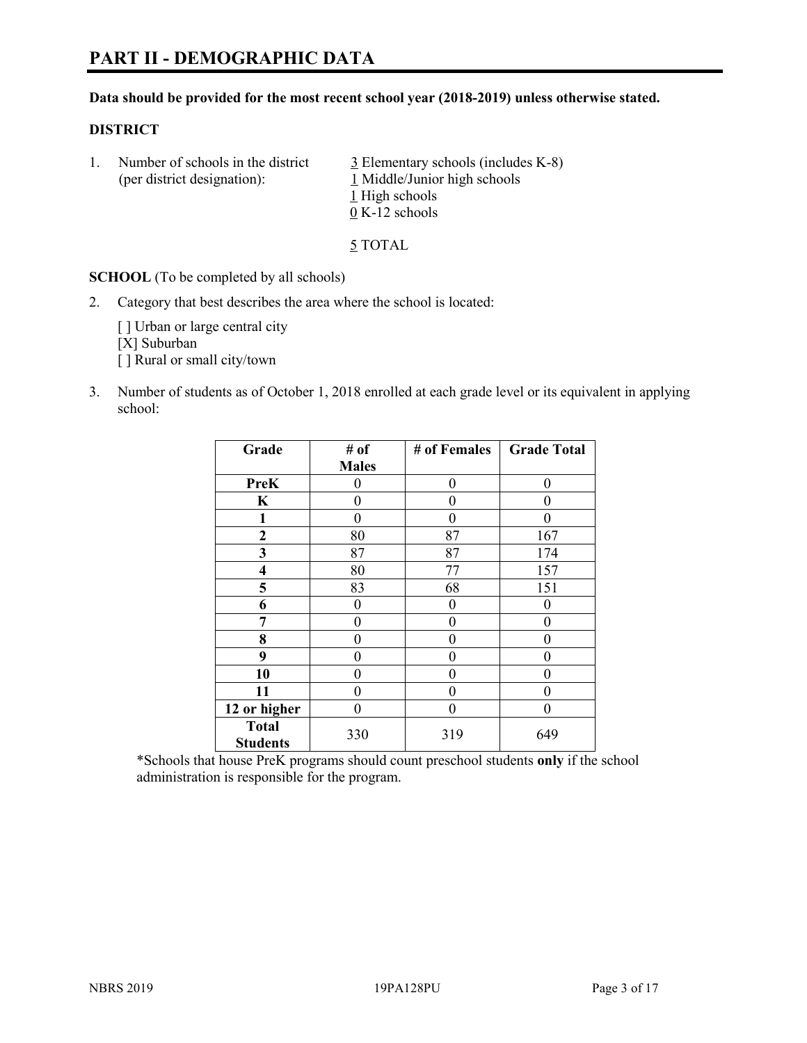# PART II - DEMOGRAPHIC DATA

**Data should be provided for the most recent school year (2018-2019) unless otherwise stated.**

## DISTRICT

1. Number of schools in the district (per district designation):
   - 3 Elementary schools (includes K-8)
   - 1 Middle/Junior high schools
   - 1 High schools
   - 0 K-12 schools

   5 TOTAL

**SCHOOL** (To be completed by all schools)

2. Category that best describes the area where the school is located:

   [ ] Urban or large central city
   [X] Suburban
   [ ] Rural or small city/town

3. Number of students as of October 1, 2018 enrolled at each grade level or its equivalent in applying school:

| Grade | # of Males | # of Females | Grade Total |
|---|---|---|---|
| PreK | 0 | 0 | 0 |
| K | 0 | 0 | 0 |
| 1 | 0 | 0 | 0 |
| 2 | 80 | 87 | 167 |
| 3 | 87 | 87 | 174 |
| 4 | 80 | 77 | 157 |
| 5 | 83 | 68 | 151 |
| 6 | 0 | 0 | 0 |
| 7 | 0 | 0 | 0 |
| 8 | 0 | 0 | 0 |
| 9 | 0 | 0 | 0 |
| 10 | 0 | 0 | 0 |
| 11 | 0 | 0 | 0 |
| 12 or higher | 0 | 0 | 0 |
| Total Students | 330 | 319 | 649 |

*Schools that house PreK programs should count preschool students **only** if the school administration is responsible for the program.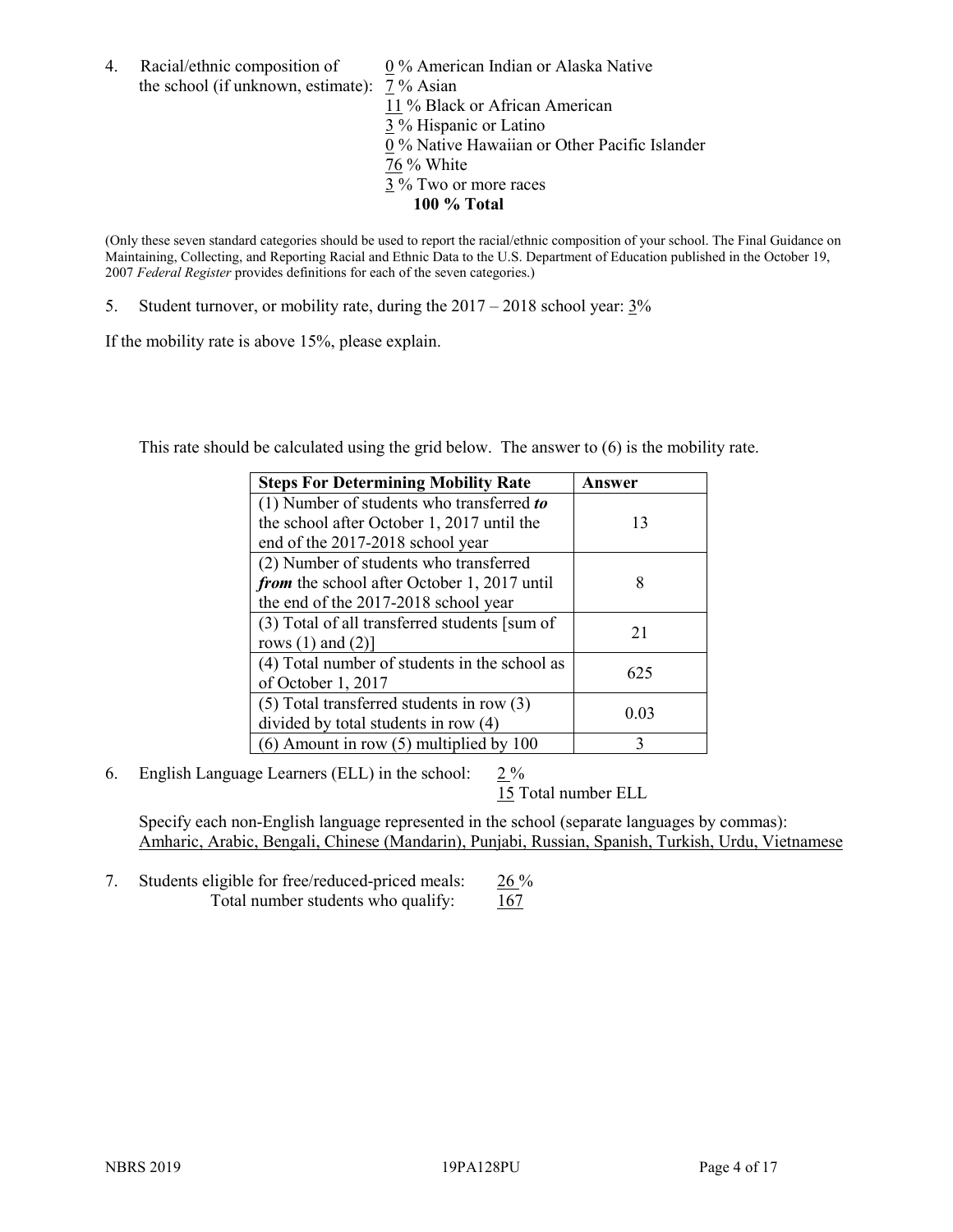4. Racial/ethnic composition of the school (if unknown, estimate):
   0 % American Indian or Alaska Native
   7 % Asian
   11 % Black or African American
   3 % Hispanic or Latino
   0 % Native Hawaiian or Other Pacific Islander
   76 % White
   3 % Two or more races
   **100 % Total**

(Only these seven standard categories should be used to report the racial/ethnic composition of your school. The Final Guidance on Maintaining, Collecting, and Reporting Racial and Ethnic Data to the U.S. Department of Education published in the October 19, 2007 *Federal Register* provides definitions for each of the seven categories.)

5. Student turnover, or mobility rate, during the 2017 – 2018 school year: 3%

If the mobility rate is above 15%, please explain.

This rate should be calculated using the grid below. The answer to (6) is the mobility rate.

| **Steps For Determining Mobility Rate** | **Answer** |
|---|---|
| (1) Number of students who transferred ***to*** the school after October 1, 2017 until the end of the 2017-2018 school year | 13 |
| (2) Number of students who transferred ***from*** the school after October 1, 2017 until the end of the 2017-2018 school year | 8 |
| (3) Total of all transferred students [sum of rows (1) and (2)] | 21 |
| (4) Total number of students in the school as of October 1, 2017 | 625 |
| (5) Total transferred students in row (3) divided by total students in row (4) | 0.03 |
| (6) Amount in row (5) multiplied by 100 | 3 |

6. English Language Learners (ELL) in the school: 2 %
   15 Total number ELL

   Specify each non-English language represented in the school (separate languages by commas):
   Amharic, Arabic, Bengali, Chinese (Mandarin), Punjabi, Russian, Spanish, Turkish, Urdu, Vietnamese

7. Students eligible for free/reduced-priced meals: 26 %
   Total number students who qualify: 167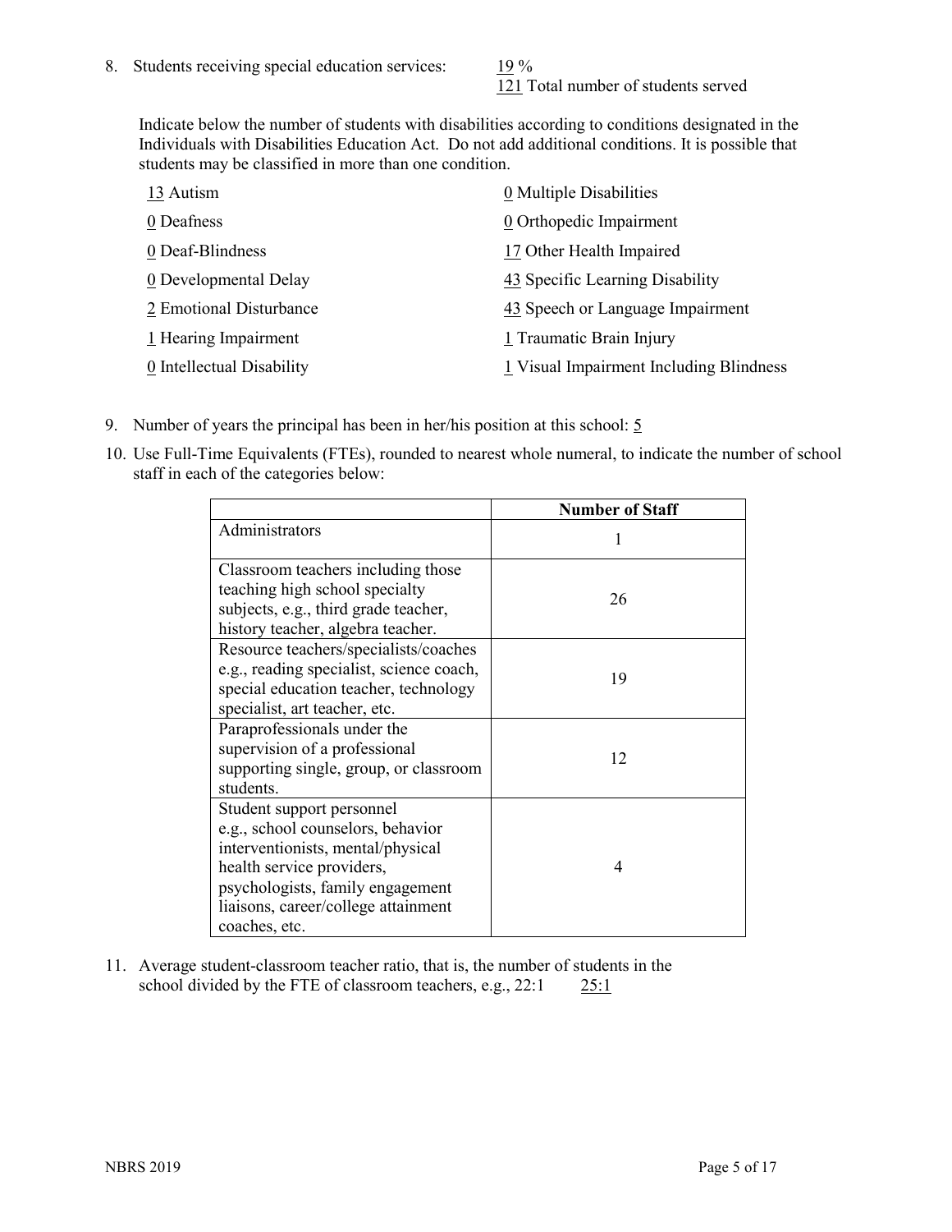8. Students receiving special education services: 19 %
   121 Total number of students served

   Indicate below the number of students with disabilities according to conditions designated in the Individuals with Disabilities Education Act. Do not add additional conditions. It is possible that students may be classified in more than one condition.

   13 Autism
   0 Deafness
   0 Deaf-Blindness
   0 Developmental Delay
   2 Emotional Disturbance
   1 Hearing Impairment
   0 Intellectual Disability
   0 Multiple Disabilities
   0 Orthopedic Impairment
   17 Other Health Impaired
   43 Specific Learning Disability
   43 Speech or Language Impairment
   1 Traumatic Brain Injury
   1 Visual Impairment Including Blindness

9. Number of years the principal has been in her/his position at this school: 5

10. Use Full-Time Equivalents (FTEs), rounded to nearest whole numeral, to indicate the number of school staff in each of the categories below:

| | Number of Staff |
|---|---|
| Administrators | 1 |
| Classroom teachers including those teaching high school specialty subjects, e.g., third grade teacher, history teacher, algebra teacher. | 26 |
| Resource teachers/specialists/coaches e.g., reading specialist, science coach, special education teacher, technology specialist, art teacher, etc. | 19 |
| Paraprofessionals under the supervision of a professional supporting single, group, or classroom students. | 12 |
| Student support personnel e.g., school counselors, behavior interventionists, mental/physical health service providers, psychologists, family engagement liaisons, career/college attainment coaches, etc. | 4 |

11. Average student-classroom teacher ratio, that is, the number of students in the school divided by the FTE of classroom teachers, e.g., 22:1 25:1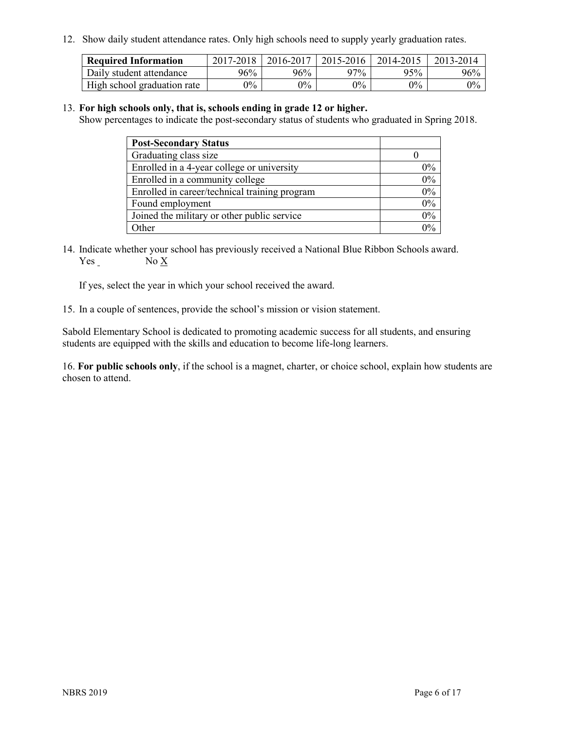12. Show daily student attendance rates. Only high schools need to supply yearly graduation rates.

| Required Information | 2017-2018 | 2016-2017 | 2015-2016 | 2014-2015 | 2013-2014 |
|---|---|---|---|---|---|
| Daily student attendance | 96% | 96% | 97% | 95% | 96% |
| High school graduation rate | 0% | 0% | 0% | 0% | 0% |

13. **For high schools only, that is, schools ending in grade 12 or higher.**
Show percentages to indicate the post-secondary status of students who graduated in Spring 2018.

| Post-Secondary Status | |
|---|---|
| Graduating class size | 0 |
| Enrolled in a 4-year college or university | 0% |
| Enrolled in a community college | 0% |
| Enrolled in career/technical training program | 0% |
| Found employment | 0% |
| Joined the military or other public service | 0% |
| Other | 0% |

14. Indicate whether your school has previously received a National Blue Ribbon Schools award.
Yes No X

If yes, select the year in which your school received the award.

15. In a couple of sentences, provide the school's mission or vision statement.

Sabold Elementary School is dedicated to promoting academic success for all students, and ensuring students are equipped with the skills and education to become life-long learners.

16. **For public schools only**, if the school is a magnet, charter, or choice school, explain how students are chosen to attend.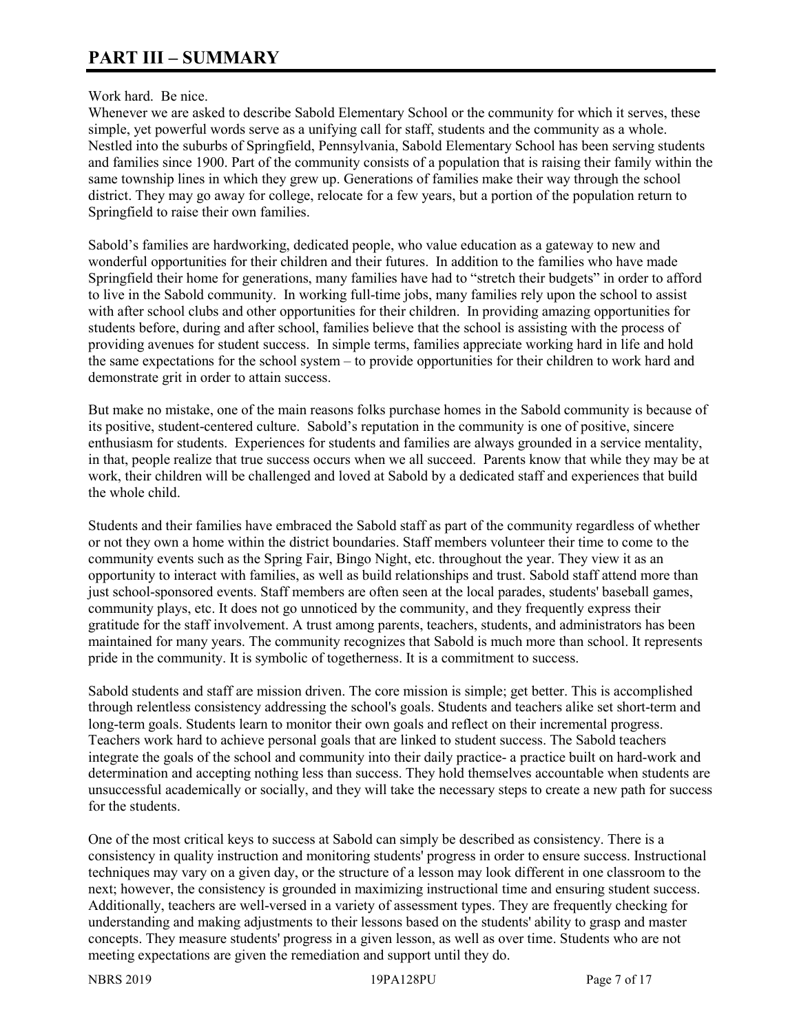# PART III – SUMMARY

Work hard. Be nice.

Whenever we are asked to describe Sabold Elementary School or the community for which it serves, these simple, yet powerful words serve as a unifying call for staff, students and the community as a whole. Nestled into the suburbs of Springfield, Pennsylvania, Sabold Elementary School has been serving students and families since 1900. Part of the community consists of a population that is raising their family within the same township lines in which they grew up. Generations of families make their way through the school district. They may go away for college, relocate for a few years, but a portion of the population return to Springfield to raise their own families.

Sabold's families are hardworking, dedicated people, who value education as a gateway to new and wonderful opportunities for their children and their futures. In addition to the families who have made Springfield their home for generations, many families have had to "stretch their budgets" in order to afford to live in the Sabold community. In working full-time jobs, many families rely upon the school to assist with after school clubs and other opportunities for their children. In providing amazing opportunities for students before, during and after school, families believe that the school is assisting with the process of providing avenues for student success. In simple terms, families appreciate working hard in life and hold the same expectations for the school system – to provide opportunities for their children to work hard and demonstrate grit in order to attain success.

But make no mistake, one of the main reasons folks purchase homes in the Sabold community is because of its positive, student-centered culture. Sabold's reputation in the community is one of positive, sincere enthusiasm for students. Experiences for students and families are always grounded in a service mentality, in that, people realize that true success occurs when we all succeed. Parents know that while they may be at work, their children will be challenged and loved at Sabold by a dedicated staff and experiences that build the whole child.

Students and their families have embraced the Sabold staff as part of the community regardless of whether or not they own a home within the district boundaries. Staff members volunteer their time to come to the community events such as the Spring Fair, Bingo Night, etc. throughout the year. They view it as an opportunity to interact with families, as well as build relationships and trust. Sabold staff attend more than just school-sponsored events. Staff members are often seen at the local parades, students' baseball games, community plays, etc. It does not go unnoticed by the community, and they frequently express their gratitude for the staff involvement. A trust among parents, teachers, students, and administrators has been maintained for many years. The community recognizes that Sabold is much more than school. It represents pride in the community. It is symbolic of togetherness. It is a commitment to success.

Sabold students and staff are mission driven. The core mission is simple; get better. This is accomplished through relentless consistency addressing the school's goals. Students and teachers alike set short-term and long-term goals. Students learn to monitor their own goals and reflect on their incremental progress. Teachers work hard to achieve personal goals that are linked to student success. The Sabold teachers integrate the goals of the school and community into their daily practice- a practice built on hard-work and determination and accepting nothing less than success. They hold themselves accountable when students are unsuccessful academically or socially, and they will take the necessary steps to create a new path for success for the students.

One of the most critical keys to success at Sabold can simply be described as consistency. There is a consistency in quality instruction and monitoring students' progress in order to ensure success. Instructional techniques may vary on a given day, or the structure of a lesson may look different in one classroom to the next; however, the consistency is grounded in maximizing instructional time and ensuring student success. Additionally, teachers are well-versed in a variety of assessment types. They are frequently checking for understanding and making adjustments to their lessons based on the students' ability to grasp and master concepts. They measure students' progress in a given lesson, as well as over time. Students who are not meeting expectations are given the remediation and support until they do.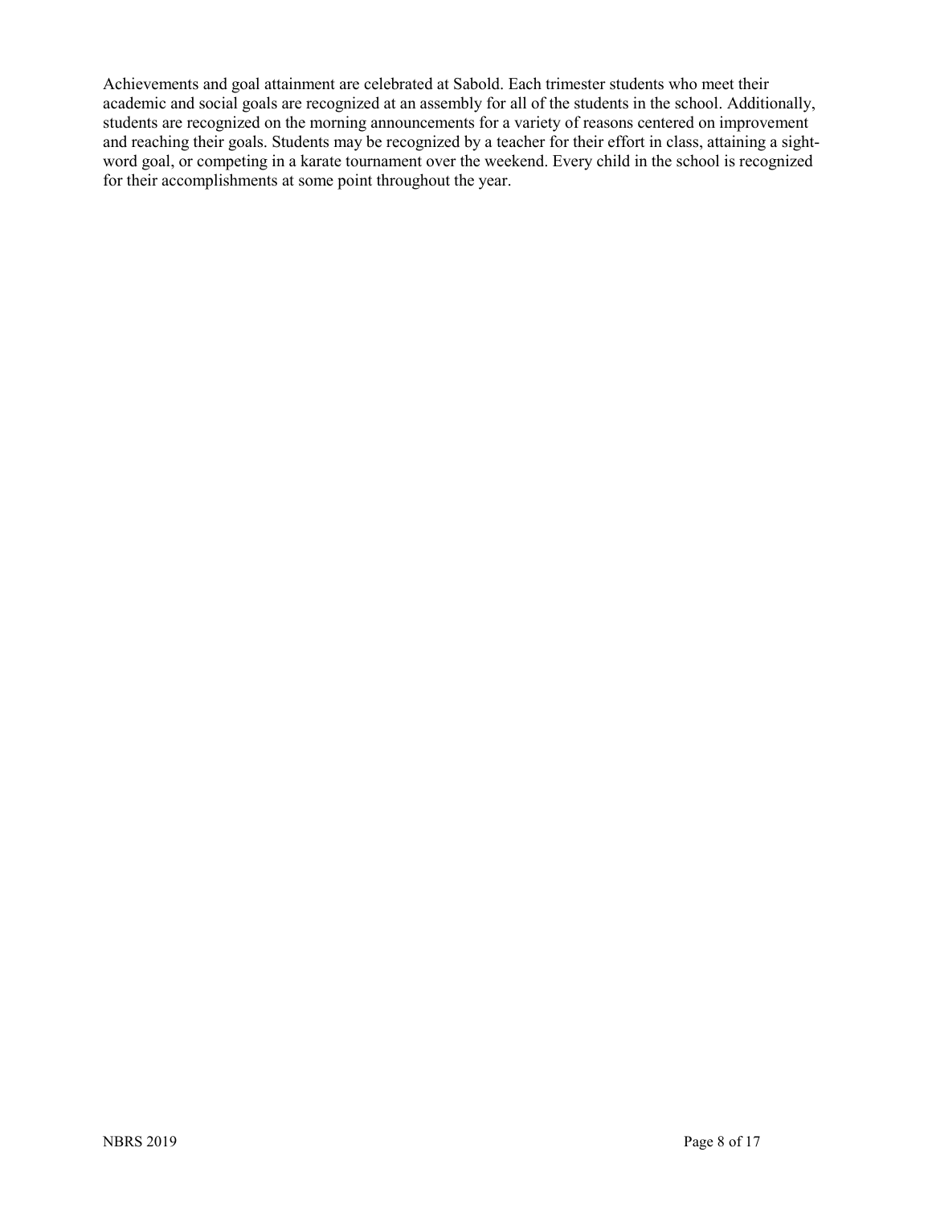Achievements and goal attainment are celebrated at Sabold. Each trimester students who meet their academic and social goals are recognized at an assembly for all of the students in the school. Additionally, students are recognized on the morning announcements for a variety of reasons centered on improvement and reaching their goals. Students may be recognized by a teacher for their effort in class, attaining a sight-word goal, or competing in a karate tournament over the weekend. Every child in the school is recognized for their accomplishments at some point throughout the year.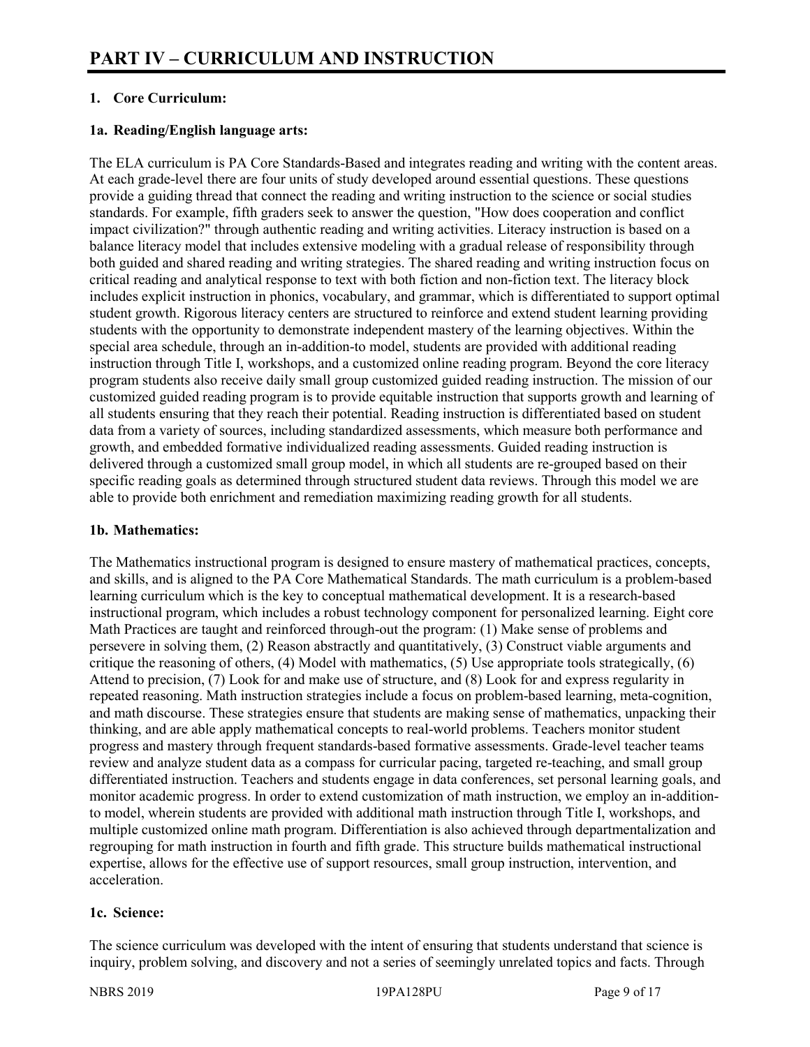# PART IV – CURRICULUM AND INSTRUCTION

## 1. Core Curriculum:

### 1a. Reading/English language arts:

The ELA curriculum is PA Core Standards-Based and integrates reading and writing with the content areas. At each grade-level there are four units of study developed around essential questions. These questions provide a guiding thread that connect the reading and writing instruction to the science or social studies standards. For example, fifth graders seek to answer the question, "How does cooperation and conflict impact civilization?" through authentic reading and writing activities. Literacy instruction is based on a balance literacy model that includes extensive modeling with a gradual release of responsibility through both guided and shared reading and writing strategies. The shared reading and writing instruction focus on critical reading and analytical response to text with both fiction and non-fiction text. The literacy block includes explicit instruction in phonics, vocabulary, and grammar, which is differentiated to support optimal student growth. Rigorous literacy centers are structured to reinforce and extend student learning providing students with the opportunity to demonstrate independent mastery of the learning objectives. Within the special area schedule, through an in-addition-to model, students are provided with additional reading instruction through Title I, workshops, and a customized online reading program. Beyond the core literacy program students also receive daily small group customized guided reading instruction. The mission of our customized guided reading program is to provide equitable instruction that supports growth and learning of all students ensuring that they reach their potential. Reading instruction is differentiated based on student data from a variety of sources, including standardized assessments, which measure both performance and growth, and embedded formative individualized reading assessments. Guided reading instruction is delivered through a customized small group model, in which all students are re-grouped based on their specific reading goals as determined through structured student data reviews. Through this model we are able to provide both enrichment and remediation maximizing reading growth for all students.

### 1b. Mathematics:

The Mathematics instructional program is designed to ensure mastery of mathematical practices, concepts, and skills, and is aligned to the PA Core Mathematical Standards. The math curriculum is a problem-based learning curriculum which is the key to conceptual mathematical development. It is a research-based instructional program, which includes a robust technology component for personalized learning. Eight core Math Practices are taught and reinforced through-out the program: (1) Make sense of problems and persevere in solving them, (2) Reason abstractly and quantitatively, (3) Construct viable arguments and critique the reasoning of others, (4) Model with mathematics, (5) Use appropriate tools strategically, (6) Attend to precision, (7) Look for and make use of structure, and (8) Look for and express regularity in repeated reasoning. Math instruction strategies include a focus on problem-based learning, meta-cognition, and math discourse. These strategies ensure that students are making sense of mathematics, unpacking their thinking, and are able apply mathematical concepts to real-world problems. Teachers monitor student progress and mastery through frequent standards-based formative assessments. Grade-level teacher teams review and analyze student data as a compass for curricular pacing, targeted re-teaching, and small group differentiated instruction. Teachers and students engage in data conferences, set personal learning goals, and monitor academic progress. In order to extend customization of math instruction, we employ an in-addition-to model, wherein students are provided with additional math instruction through Title I, workshops, and multiple customized online math program. Differentiation is also achieved through departmentalization and regrouping for math instruction in fourth and fifth grade. This structure builds mathematical instructional expertise, allows for the effective use of support resources, small group instruction, intervention, and acceleration.

### 1c. Science:

The science curriculum was developed with the intent of ensuring that students understand that science is inquiry, problem solving, and discovery and not a series of seemingly unrelated topics and facts. Through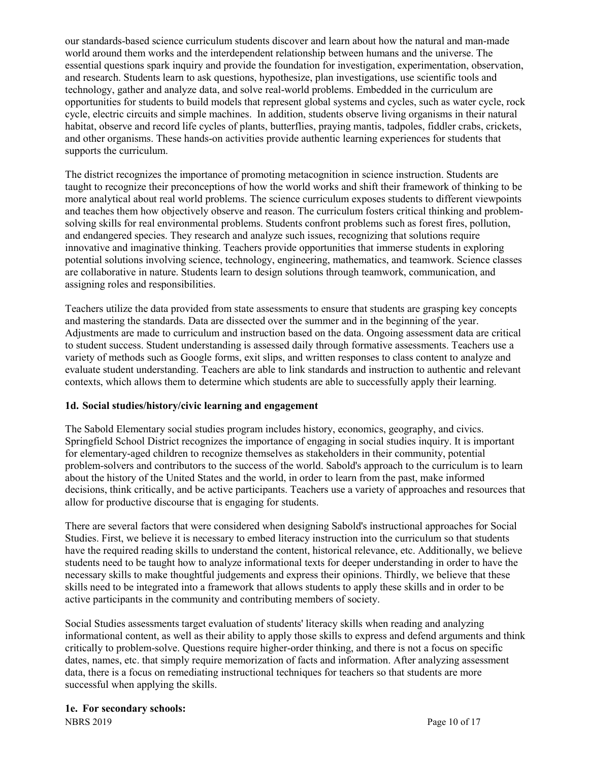our standards-based science curriculum students discover and learn about how the natural and man-made world around them works and the interdependent relationship between humans and the universe. The essential questions spark inquiry and provide the foundation for investigation, experimentation, observation, and research. Students learn to ask questions, hypothesize, plan investigations, use scientific tools and technology, gather and analyze data, and solve real-world problems. Embedded in the curriculum are opportunities for students to build models that represent global systems and cycles, such as water cycle, rock cycle, electric circuits and simple machines. In addition, students observe living organisms in their natural habitat, observe and record life cycles of plants, butterflies, praying mantis, tadpoles, fiddler crabs, crickets, and other organisms. These hands-on activities provide authentic learning experiences for students that supports the curriculum.

The district recognizes the importance of promoting metacognition in science instruction. Students are taught to recognize their preconceptions of how the world works and shift their framework of thinking to be more analytical about real world problems. The science curriculum exposes students to different viewpoints and teaches them how objectively observe and reason. The curriculum fosters critical thinking and problem-solving skills for real environmental problems. Students confront problems such as forest fires, pollution, and endangered species. They research and analyze such issues, recognizing that solutions require innovative and imaginative thinking. Teachers provide opportunities that immerse students in exploring potential solutions involving science, technology, engineering, mathematics, and teamwork. Science classes are collaborative in nature. Students learn to design solutions through teamwork, communication, and assigning roles and responsibilities.

Teachers utilize the data provided from state assessments to ensure that students are grasping key concepts and mastering the standards. Data are dissected over the summer and in the beginning of the year. Adjustments are made to curriculum and instruction based on the data. Ongoing assessment data are critical to student success. Student understanding is assessed daily through formative assessments. Teachers use a variety of methods such as Google forms, exit slips, and written responses to class content to analyze and evaluate student understanding. Teachers are able to link standards and instruction to authentic and relevant contexts, which allows them to determine which students are able to successfully apply their learning.

**1d. Social studies/history/civic learning and engagement**

The Sabold Elementary social studies program includes history, economics, geography, and civics. Springfield School District recognizes the importance of engaging in social studies inquiry. It is important for elementary-aged children to recognize themselves as stakeholders in their community, potential problem-solvers and contributors to the success of the world. Sabold's approach to the curriculum is to learn about the history of the United States and the world, in order to learn from the past, make informed decisions, think critically, and be active participants. Teachers use a variety of approaches and resources that allow for productive discourse that is engaging for students.

There are several factors that were considered when designing Sabold's instructional approaches for Social Studies. First, we believe it is necessary to embed literacy instruction into the curriculum so that students have the required reading skills to understand the content, historical relevance, etc. Additionally, we believe students need to be taught how to analyze informational texts for deeper understanding in order to have the necessary skills to make thoughtful judgements and express their opinions. Thirdly, we believe that these skills need to be integrated into a framework that allows students to apply these skills and in order to be active participants in the community and contributing members of society.

Social Studies assessments target evaluation of students' literacy skills when reading and analyzing informational content, as well as their ability to apply those skills to express and defend arguments and think critically to problem-solve. Questions require higher-order thinking, and there is not a focus on specific dates, names, etc. that simply require memorization of facts and information. After analyzing assessment data, there is a focus on remediating instructional techniques for teachers so that students are more successful when applying the skills.

**1e. For secondary schools:**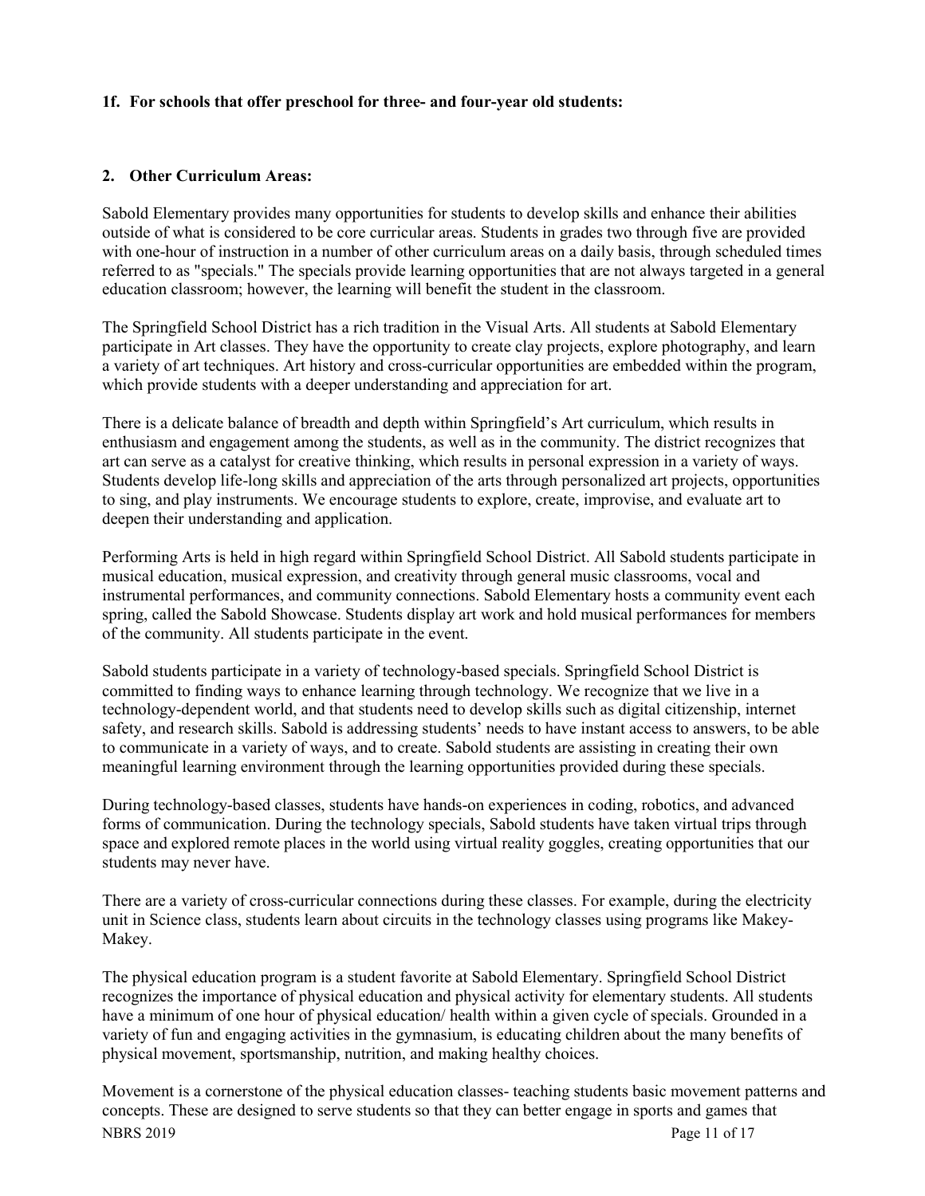**1f. For schools that offer preschool for three- and four-year old students:**

**2. Other Curriculum Areas:**

Sabold Elementary provides many opportunities for students to develop skills and enhance their abilities outside of what is considered to be core curricular areas. Students in grades two through five are provided with one-hour of instruction in a number of other curriculum areas on a daily basis, through scheduled times referred to as "specials." The specials provide learning opportunities that are not always targeted in a general education classroom; however, the learning will benefit the student in the classroom.

The Springfield School District has a rich tradition in the Visual Arts. All students at Sabold Elementary participate in Art classes. They have the opportunity to create clay projects, explore photography, and learn a variety of art techniques. Art history and cross-curricular opportunities are embedded within the program, which provide students with a deeper understanding and appreciation for art.

There is a delicate balance of breadth and depth within Springfield's Art curriculum, which results in enthusiasm and engagement among the students, as well as in the community. The district recognizes that art can serve as a catalyst for creative thinking, which results in personal expression in a variety of ways. Students develop life-long skills and appreciation of the arts through personalized art projects, opportunities to sing, and play instruments. We encourage students to explore, create, improvise, and evaluate art to deepen their understanding and application.

Performing Arts is held in high regard within Springfield School District. All Sabold students participate in musical education, musical expression, and creativity through general music classrooms, vocal and instrumental performances, and community connections. Sabold Elementary hosts a community event each spring, called the Sabold Showcase. Students display art work and hold musical performances for members of the community. All students participate in the event.

Sabold students participate in a variety of technology-based specials. Springfield School District is committed to finding ways to enhance learning through technology. We recognize that we live in a technology-dependent world, and that students need to develop skills such as digital citizenship, internet safety, and research skills. Sabold is addressing students' needs to have instant access to answers, to be able to communicate in a variety of ways, and to create. Sabold students are assisting in creating their own meaningful learning environment through the learning opportunities provided during these specials.

During technology-based classes, students have hands-on experiences in coding, robotics, and advanced forms of communication. During the technology specials, Sabold students have taken virtual trips through space and explored remote places in the world using virtual reality goggles, creating opportunities that our students may never have.

There are a variety of cross-curricular connections during these classes. For example, during the electricity unit in Science class, students learn about circuits in the technology classes using programs like Makey-Makey.

The physical education program is a student favorite at Sabold Elementary. Springfield School District recognizes the importance of physical education and physical activity for elementary students. All students have a minimum of one hour of physical education/ health within a given cycle of specials. Grounded in a variety of fun and engaging activities in the gymnasium, is educating children about the many benefits of physical movement, sportsmanship, nutrition, and making healthy choices.

Movement is a cornerstone of the physical education classes- teaching students basic movement patterns and concepts. These are designed to serve students so that they can better engage in sports and games that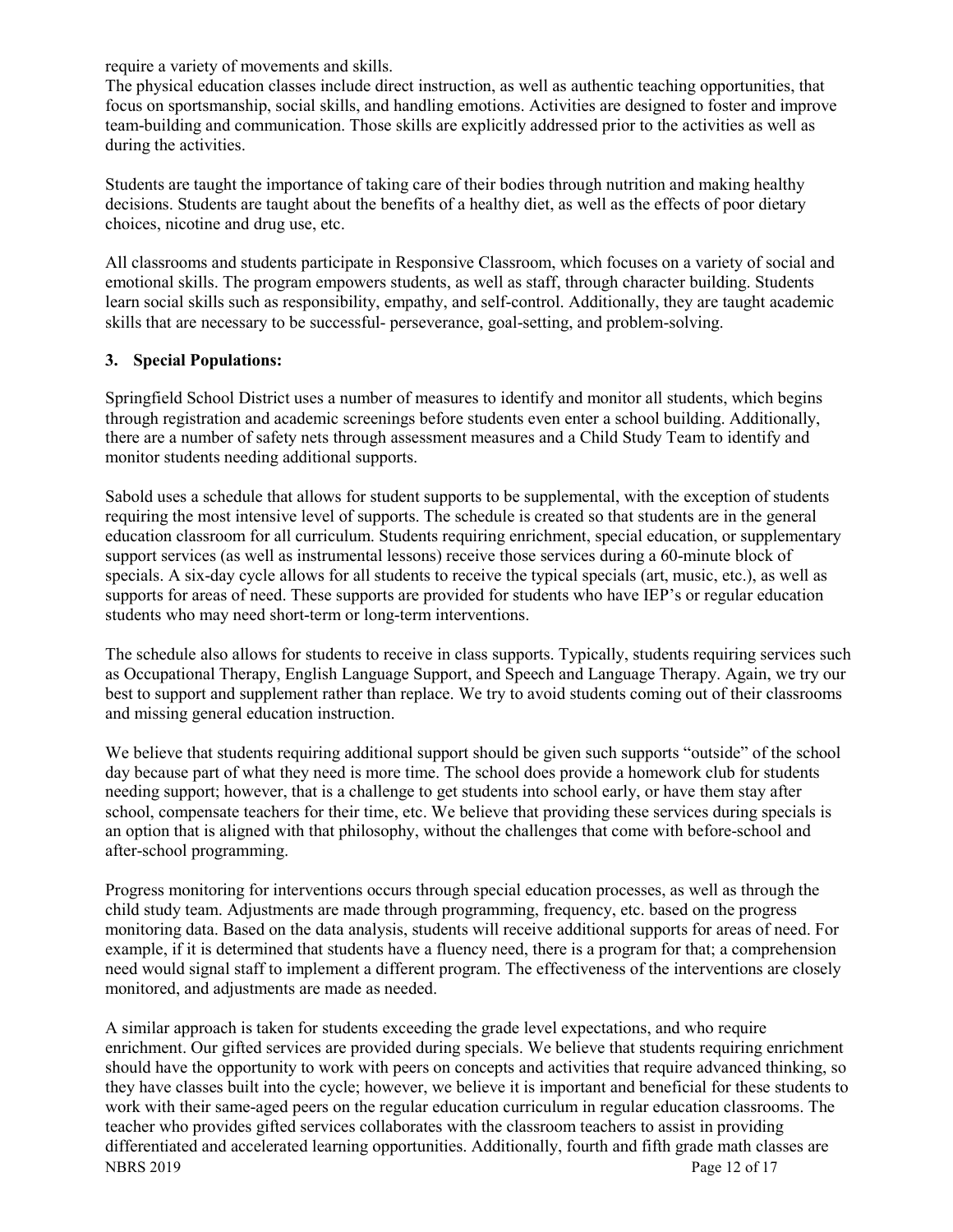require a variety of movements and skills.
The physical education classes include direct instruction, as well as authentic teaching opportunities, that focus on sportsmanship, social skills, and handling emotions. Activities are designed to foster and improve team-building and communication. Those skills are explicitly addressed prior to the activities as well as during the activities.

Students are taught the importance of taking care of their bodies through nutrition and making healthy decisions. Students are taught about the benefits of a healthy diet, as well as the effects of poor dietary choices, nicotine and drug use, etc.

All classrooms and students participate in Responsive Classroom, which focuses on a variety of social and emotional skills. The program empowers students, as well as staff, through character building. Students learn social skills such as responsibility, empathy, and self-control. Additionally, they are taught academic skills that are necessary to be successful- perseverance, goal-setting, and problem-solving.

**3. Special Populations:**

Springfield School District uses a number of measures to identify and monitor all students, which begins through registration and academic screenings before students even enter a school building. Additionally, there are a number of safety nets through assessment measures and a Child Study Team to identify and monitor students needing additional supports.

Sabold uses a schedule that allows for student supports to be supplemental, with the exception of students requiring the most intensive level of supports. The schedule is created so that students are in the general education classroom for all curriculum. Students requiring enrichment, special education, or supplementary support services (as well as instrumental lessons) receive those services during a 60-minute block of specials. A six-day cycle allows for all students to receive the typical specials (art, music, etc.), as well as supports for areas of need. These supports are provided for students who have IEP's or regular education students who may need short-term or long-term interventions.

The schedule also allows for students to receive in class supports. Typically, students requiring services such as Occupational Therapy, English Language Support, and Speech and Language Therapy. Again, we try our best to support and supplement rather than replace. We try to avoid students coming out of their classrooms and missing general education instruction.

We believe that students requiring additional support should be given such supports "outside" of the school day because part of what they need is more time. The school does provide a homework club for students needing support; however, that is a challenge to get students into school early, or have them stay after school, compensate teachers for their time, etc. We believe that providing these services during specials is an option that is aligned with that philosophy, without the challenges that come with before-school and after-school programming.

Progress monitoring for interventions occurs through special education processes, as well as through the child study team. Adjustments are made through programming, frequency, etc. based on the progress monitoring data. Based on the data analysis, students will receive additional supports for areas of need. For example, if it is determined that students have a fluency need, there is a program for that; a comprehension need would signal staff to implement a different program. The effectiveness of the interventions are closely monitored, and adjustments are made as needed.

A similar approach is taken for students exceeding the grade level expectations, and who require enrichment. Our gifted services are provided during specials. We believe that students requiring enrichment should have the opportunity to work with peers on concepts and activities that require advanced thinking, so they have classes built into the cycle; however, we believe it is important and beneficial for these students to work with their same-aged peers on the regular education curriculum in regular education classrooms. The teacher who provides gifted services collaborates with the classroom teachers to assist in providing differentiated and accelerated learning opportunities. Additionally, fourth and fifth grade math classes are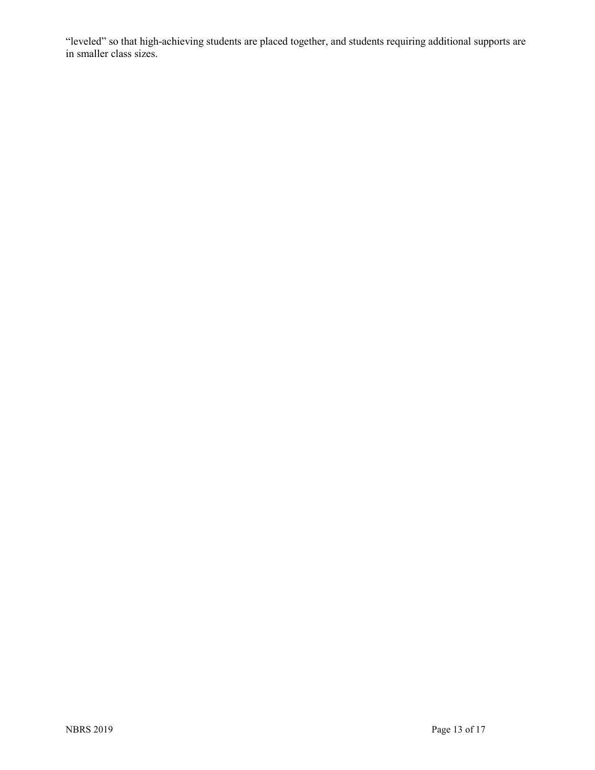“leveled” so that high-achieving students are placed together, and students requiring additional supports are in smaller class sizes.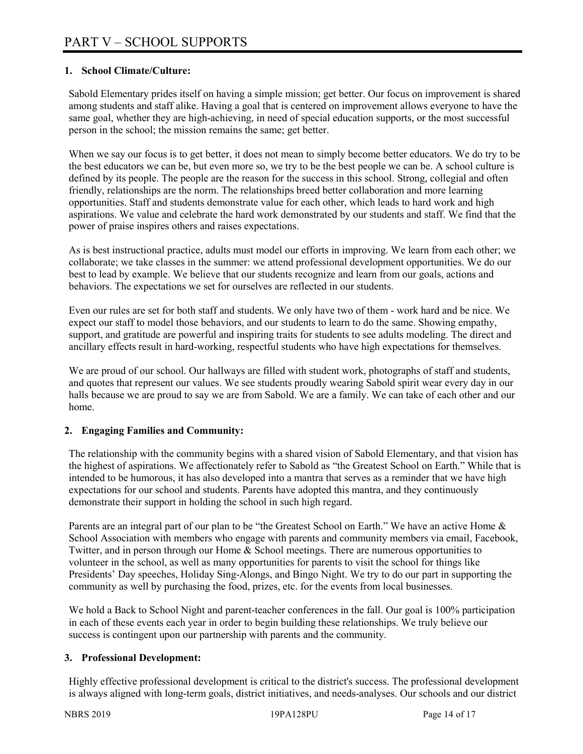# PART V – SCHOOL SUPPORTS

## 1. School Climate/Culture:

Sabold Elementary prides itself on having a simple mission; get better. Our focus on improvement is shared among students and staff alike. Having a goal that is centered on improvement allows everyone to have the same goal, whether they are high-achieving, in need of special education supports, or the most successful person in the school; the mission remains the same; get better.

When we say our focus is to get better, it does not mean to simply become better educators. We do try to be the best educators we can be, but even more so, we try to be the best people we can be. A school culture is defined by its people. The people are the reason for the success in this school. Strong, collegial and often friendly, relationships are the norm. The relationships breed better collaboration and more learning opportunities. Staff and students demonstrate value for each other, which leads to hard work and high aspirations. We value and celebrate the hard work demonstrated by our students and staff. We find that the power of praise inspires others and raises expectations.

As is best instructional practice, adults must model our efforts in improving. We learn from each other; we collaborate; we take classes in the summer: we attend professional development opportunities. We do our best to lead by example. We believe that our students recognize and learn from our goals, actions and behaviors. The expectations we set for ourselves are reflected in our students.

Even our rules are set for both staff and students. We only have two of them - work hard and be nice. We expect our staff to model those behaviors, and our students to learn to do the same. Showing empathy, support, and gratitude are powerful and inspiring traits for students to see adults modeling. The direct and ancillary effects result in hard-working, respectful students who have high expectations for themselves.

We are proud of our school. Our hallways are filled with student work, photographs of staff and students, and quotes that represent our values. We see students proudly wearing Sabold spirit wear every day in our halls because we are proud to say we are from Sabold. We are a family. We can take of each other and our home.

## 2. Engaging Families and Community:

The relationship with the community begins with a shared vision of Sabold Elementary, and that vision has the highest of aspirations. We affectionately refer to Sabold as "the Greatest School on Earth." While that is intended to be humorous, it has also developed into a mantra that serves as a reminder that we have high expectations for our school and students. Parents have adopted this mantra, and they continuously demonstrate their support in holding the school in such high regard.

Parents are an integral part of our plan to be "the Greatest School on Earth." We have an active Home & School Association with members who engage with parents and community members via email, Facebook, Twitter, and in person through our Home & School meetings. There are numerous opportunities to volunteer in the school, as well as many opportunities for parents to visit the school for things like Presidents' Day speeches, Holiday Sing-Alongs, and Bingo Night. We try to do our part in supporting the community as well by purchasing the food, prizes, etc. for the events from local businesses.

We hold a Back to School Night and parent-teacher conferences in the fall. Our goal is 100% participation in each of these events each year in order to begin building these relationships. We truly believe our success is contingent upon our partnership with parents and the community.

## 3. Professional Development:

Highly effective professional development is critical to the district's success. The professional development is always aligned with long-term goals, district initiatives, and needs-analyses. Our schools and our district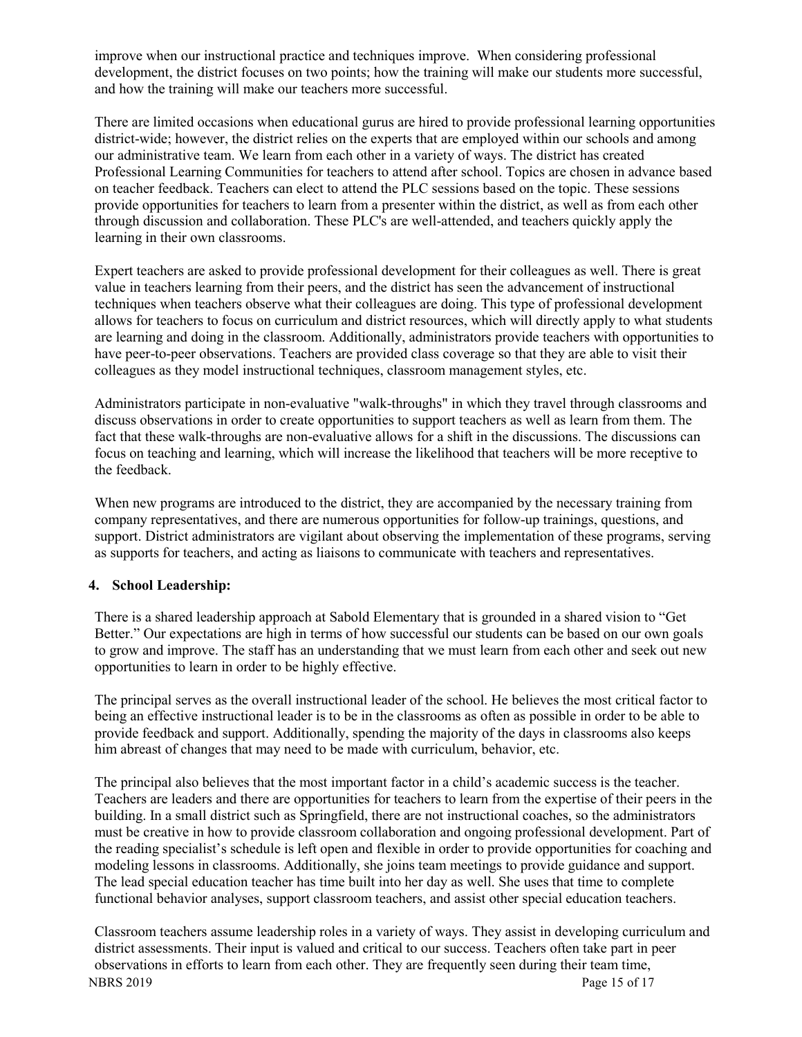improve when our instructional practice and techniques improve. When considering professional development, the district focuses on two points; how the training will make our students more successful, and how the training will make our teachers more successful.

There are limited occasions when educational gurus are hired to provide professional learning opportunities district-wide; however, the district relies on the experts that are employed within our schools and among our administrative team. We learn from each other in a variety of ways. The district has created Professional Learning Communities for teachers to attend after school. Topics are chosen in advance based on teacher feedback. Teachers can elect to attend the PLC sessions based on the topic. These sessions provide opportunities for teachers to learn from a presenter within the district, as well as from each other through discussion and collaboration. These PLC's are well-attended, and teachers quickly apply the learning in their own classrooms.

Expert teachers are asked to provide professional development for their colleagues as well. There is great value in teachers learning from their peers, and the district has seen the advancement of instructional techniques when teachers observe what their colleagues are doing. This type of professional development allows for teachers to focus on curriculum and district resources, which will directly apply to what students are learning and doing in the classroom. Additionally, administrators provide teachers with opportunities to have peer-to-peer observations. Teachers are provided class coverage so that they are able to visit their colleagues as they model instructional techniques, classroom management styles, etc.

Administrators participate in non-evaluative "walk-throughs" in which they travel through classrooms and discuss observations in order to create opportunities to support teachers as well as learn from them. The fact that these walk-throughs are non-evaluative allows for a shift in the discussions. The discussions can focus on teaching and learning, which will increase the likelihood that teachers will be more receptive to the feedback.

When new programs are introduced to the district, they are accompanied by the necessary training from company representatives, and there are numerous opportunities for follow-up trainings, questions, and support. District administrators are vigilant about observing the implementation of these programs, serving as supports for teachers, and acting as liaisons to communicate with teachers and representatives.

**4. School Leadership:**

There is a shared leadership approach at Sabold Elementary that is grounded in a shared vision to "Get Better." Our expectations are high in terms of how successful our students can be based on our own goals to grow and improve. The staff has an understanding that we must learn from each other and seek out new opportunities to learn in order to be highly effective.

The principal serves as the overall instructional leader of the school. He believes the most critical factor to being an effective instructional leader is to be in the classrooms as often as possible in order to be able to provide feedback and support. Additionally, spending the majority of the days in classrooms also keeps him abreast of changes that may need to be made with curriculum, behavior, etc.

The principal also believes that the most important factor in a child's academic success is the teacher. Teachers are leaders and there are opportunities for teachers to learn from the expertise of their peers in the building. In a small district such as Springfield, there are not instructional coaches, so the administrators must be creative in how to provide classroom collaboration and ongoing professional development. Part of the reading specialist's schedule is left open and flexible in order to provide opportunities for coaching and modeling lessons in classrooms. Additionally, she joins team meetings to provide guidance and support. The lead special education teacher has time built into her day as well. She uses that time to complete functional behavior analyses, support classroom teachers, and assist other special education teachers.

Classroom teachers assume leadership roles in a variety of ways. They assist in developing curriculum and district assessments. Their input is valued and critical to our success. Teachers often take part in peer observations in efforts to learn from each other. They are frequently seen during their team time,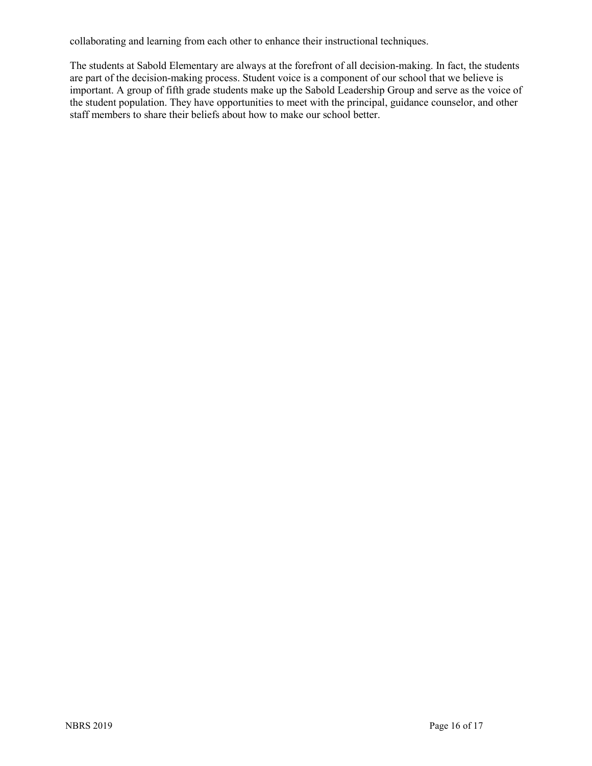collaborating and learning from each other to enhance their instructional techniques.

The students at Sabold Elementary are always at the forefront of all decision-making. In fact, the students are part of the decision-making process. Student voice is a component of our school that we believe is important. A group of fifth grade students make up the Sabold Leadership Group and serve as the voice of the student population. They have opportunities to meet with the principal, guidance counselor, and other staff members to share their beliefs about how to make our school better.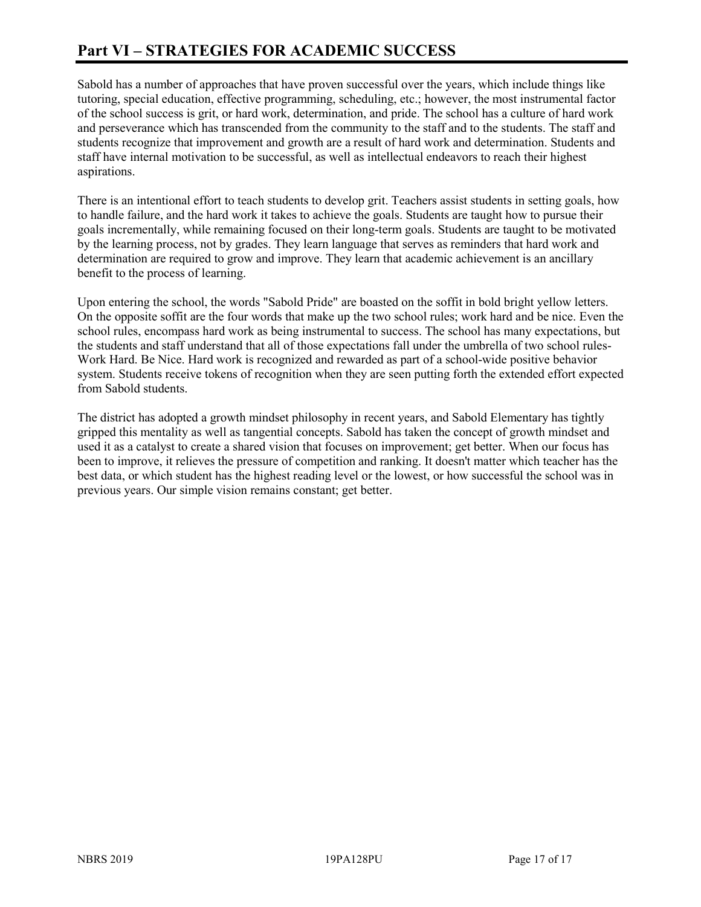# Part VI – STRATEGIES FOR ACADEMIC SUCCESS

Sabold has a number of approaches that have proven successful over the years, which include things like tutoring, special education, effective programming, scheduling, etc.; however, the most instrumental factor of the school success is grit, or hard work, determination, and pride. The school has a culture of hard work and perseverance which has transcended from the community to the staff and to the students. The staff and students recognize that improvement and growth are a result of hard work and determination. Students and staff have internal motivation to be successful, as well as intellectual endeavors to reach their highest aspirations.

There is an intentional effort to teach students to develop grit. Teachers assist students in setting goals, how to handle failure, and the hard work it takes to achieve the goals. Students are taught how to pursue their goals incrementally, while remaining focused on their long-term goals. Students are taught to be motivated by the learning process, not by grades. They learn language that serves as reminders that hard work and determination are required to grow and improve. They learn that academic achievement is an ancillary benefit to the process of learning.

Upon entering the school, the words "Sabold Pride" are boasted on the soffit in bold bright yellow letters. On the opposite soffit are the four words that make up the two school rules; work hard and be nice. Even the school rules, encompass hard work as being instrumental to success. The school has many expectations, but the students and staff understand that all of those expectations fall under the umbrella of two school rules- Work Hard. Be Nice. Hard work is recognized and rewarded as part of a school-wide positive behavior system. Students receive tokens of recognition when they are seen putting forth the extended effort expected from Sabold students.

The district has adopted a growth mindset philosophy in recent years, and Sabold Elementary has tightly gripped this mentality as well as tangential concepts. Sabold has taken the concept of growth mindset and used it as a catalyst to create a shared vision that focuses on improvement; get better. When our focus has been to improve, it relieves the pressure of competition and ranking. It doesn't matter which teacher has the best data, or which student has the highest reading level or the lowest, or how successful the school was in previous years. Our simple vision remains constant; get better.